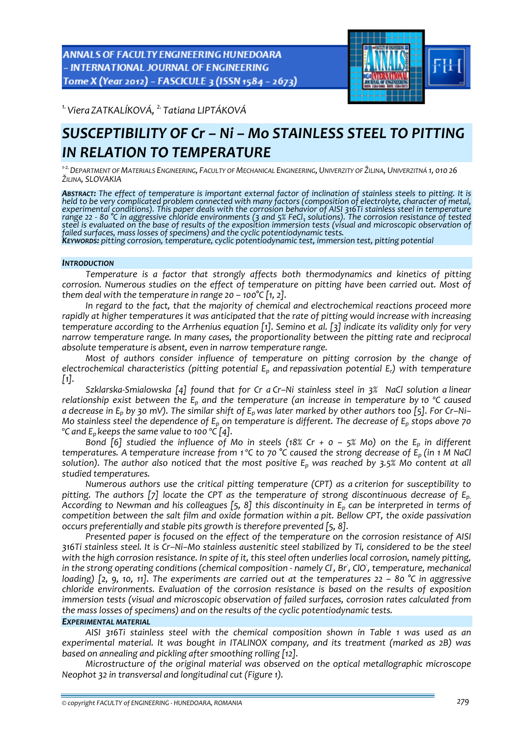[1.] Viera ZATKALÍKOVÁ, [2.] Tatiana LIPTÁKOVÁ

# SUSCEPTIBILITY OF Cr – Ni – Mo STAINLESS STEEL TO PITTING IN RELATION TO TEMPERATURE

[1-2.] DEPARTMENT OF MATERIALS ENGINEERING, FACULTY OF MECHANICAL ENGINEERING, UNIVERZITY OF ŽILINA, UNIVERZITNÁ 1, 010 26 ŽILINA, SLOVAKIA

***ABSTRACT:*** *The effect of temperature is important external factor of inclination of stainless steels to pitting. It is held to be very complicated problem connected with many factors (composition of electrolyte, character of metal, experimental conditions). This paper deals with the corrosion behavior of AISI 316Ti stainless steel in temperature range 22 - 80 °C in aggressive chloride environments (3 and 5% $FeCl_3$ solutions). The corrosion resistance of tested steel is evaluated on the base of results of the exposition immersion tests (visual and microscopic observation of failed surfaces, mass losses of specimens) and the cyclic potentiodynamic tests.*
***KEYWORDS:*** *pitting corrosion, temperature, cyclic potentiodynamic test, immersion test, pitting potential*

## INTRODUCTION

*Temperature is a factor that strongly affects both thermodynamics and kinetics of pitting corrosion. Numerous studies on the effect of temperature on pitting have been carried out. Most of them deal with the temperature in range 20 – 100°C [1, 2].*

*In regard to the fact, that the majority of chemical and electrochemical reactions proceed more rapidly at higher temperatures it was anticipated that the rate of pitting would increase with increasing temperature according to the Arrhenius equation [1]. Semino et al. [3] indicate its validity only for very narrow temperature range. In many cases, the proportionality between the pitting rate and reciprocal absolute temperature is absent, even in narrow temperature range.*

*Most of authors consider influence of temperature on pitting corrosion by the change of electrochemical characteristics (pitting potential $E_p$ and repassivation potential $E_r$) with temperature [1].*

*Szklarska-Smialowska [4] found that for Cr a Cr–Ni stainless steel in 3% NaCl solution a linear relationship exist between the $E_p$ and the temperature (an increase in temperature by 10 °C caused a decrease in $E_p$ by 30 mV). The similar shift of $E_p$ was later marked by other authors too [5]. For Cr–Ni–Mo stainless steel the dependence of $E_p$ on temperature is different. The decrease of $E_p$ stops above 70 °C and $E_p$ keeps the same value to 100 °C [4].*

*Bond [6] studied the influence of Mo in steels (18% Cr + 0 – 5% Mo) on the $E_p$ in different temperatures. A temperature increase from 1 °C to 70 °C caused the strong decrease of $E_p$ (in 1 M NaCl solution). The author also noticed that the most positive $E_p$ was reached by 3.5% Mo content at all studied temperatures.*

*Numerous authors use the critical pitting temperature (CPT) as a criterion for susceptibility to pitting. The authors [7] locate the CPT as the temperature of strong discontinuous decrease of $E_p$. According to Newman and his colleagues [5, 8] this discontinuity in $E_p$ can be interpreted in terms of competition between the salt film and oxide formation within a pit. Bellow CPT, the oxide passivation occurs preferentially and stable pits growth is therefore prevented [5, 8].*

*Presented paper is focused on the effect of the temperature on the corrosion resistance of AISI 316Ti stainless steel. It is Cr–Ni–Mo stainless austenitic steel stabilized by Ti, considered to be the steel with the high corrosion resistance. In spite of it, this steel often underlies local corrosion, namely pitting, in the strong operating conditions (chemical composition - namely $Cl^-$, $Br^-$, $ClO^-$, temperature, mechanical loading) [2, 9, 10, 11]. The experiments are carried out at the temperatures 22 – 80 °C in aggressive chloride environments. Evaluation of the corrosion resistance is based on the results of exposition immersion tests (visual and microscopic observation of failed surfaces, corrosion rates calculated from the mass losses of specimens) and on the results of the cyclic potentiodynamic tests.*

## EXPERIMENTAL MATERIAL

*AISI 316Ti stainless steel with the chemical composition shown in Table 1 was used as an experimental material. It was bought in ITALINOX company, and its treatment (marked as 2B) was based on annealing and pickling after smoothing rolling [12].*

*Microstructure of the original material was observed on the optical metallographic microscope Neophot 32 in transversal and longitudinal cut (Figure 1).*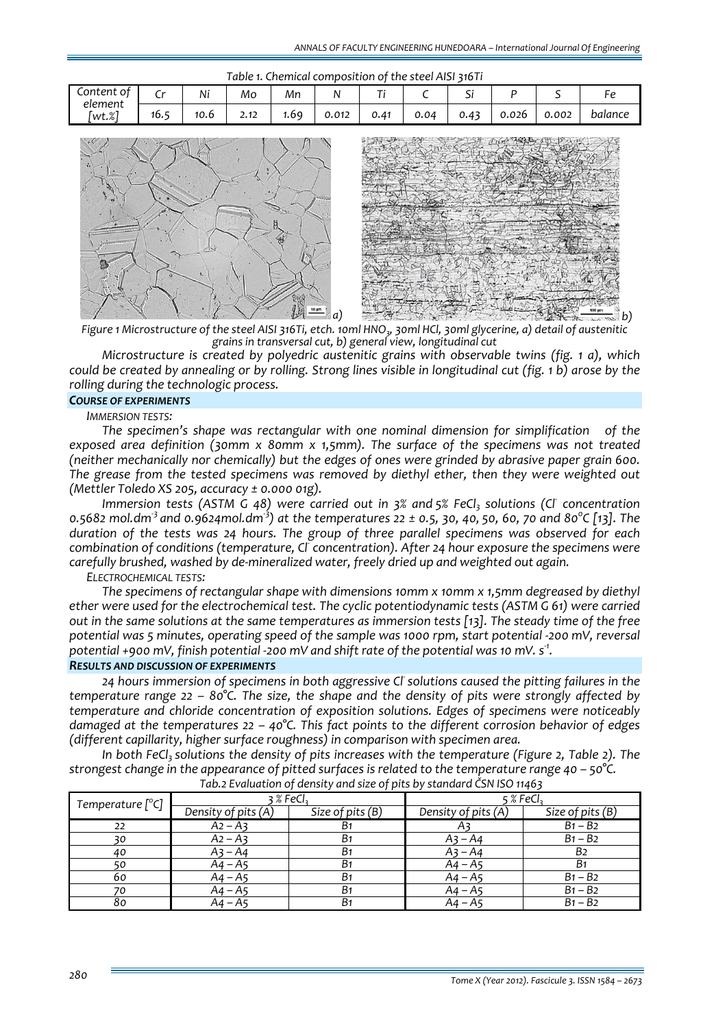Table 1. Chemical composition of the steel AISI 316Ti

| Content of element [wt.%] | Cr | Ni | Mo | Mn | N | Ti | C | Si | P | S | Fe |
|---|---|---|---|---|---|---|---|---|---|---|---|
| | 16.5 | 10.6 | 2.12 | 1.69 | 0.012 | 0.41 | 0.04 | 0.43 | 0.026 | 0.002 | balance |

Figure 1 Microstructure of the steel AISI 316Ti, etch. 10ml $HNO_3$, 30ml HCl, 30ml glycerine, a) detail of austenitic grains in transversal cut, b) general view, longitudinal cut

Microstructure is created by polyedric austenitic grains with observable twins (fig. 1 a), which could be created by annealing or by rolling. Strong lines visible in longitudinal cut (fig. 1 b) arose by the rolling during the technologic process.

## COURSE OF EXPERIMENTS

### IMMERSION TESTS:

The specimen's shape was rectangular with one nominal dimension for simplification of the exposed area definition (30mm x 80mm x 1,5mm). The surface of the specimens was not treated (neither mechanically nor chemically) but the edges of ones were grinded by abrasive paper grain 600. The grease from the tested specimens was removed by diethyl ether, then they were weighted out (Mettler Toledo XS 205, accuracy ± 0.000 01g).

Immersion tests (ASTM G 48) were carried out in 3% and 5% $FeCl_3$ solutions ($Cl^-$ concentration 0.5682 $mol.dm^{-3}$ and 0.9624$mol.dm^{-3}$) at the temperatures 22 ± 0.5, 30, 40, 50, 60, 70 and 80°C [13]. The duration of the tests was 24 hours. The group of three parallel specimens was observed for each combination of conditions (temperature, $Cl^-$ concentration). After 24 hour exposure the specimens were carefully brushed, washed by de-mineralized water, freely dried up and weighted out again.

### ELECTROCHEMICAL TESTS:

The specimens of rectangular shape with dimensions 10mm x 10mm x 1,5mm degreased by diethyl ether were used for the electrochemical test. The cyclic potentiodynamic tests (ASTM G 61) were carried out in the same solutions at the same temperatures as immersion tests [13]. The steady time of the free potential was 5 minutes, operating speed of the sample was 1000 rpm, start potential -200 mV, reversal potential +900 mV, finish potential -200 mV and shift rate of the potential was 10 mV. $s^{-1}$.

## RESULTS AND DISCUSSION OF EXPERIMENTS

24 hours immersion of specimens in both aggressive $Cl^-$ solutions caused the pitting failures in the temperature range 22 – 80°C. The size, the shape and the density of pits were strongly affected by temperature and chloride concentration of exposition solutions. Edges of specimens were noticeably damaged at the temperatures 22 – 40°C. This fact points to the different corrosion behavior of edges (different capillarity, higher surface roughness) in comparison with specimen area.

In both $FeCl_3$ solutions the density of pits increases with the temperature (Figure 2, Table 2). The strongest change in the appearance of pitted surfaces is related to the temperature range 40 – 50°C.

Tab.2 Evaluation of density and size of pits by standard ČSN ISO 11463

| Temperature [°C] | 3 % $FeCl_3$ | | 5 % $FeCl_3$ | |
|---|---|---|---|---|
| | Density of pits (A) | Size of pits (B) | Density of pits (A) | Size of pits (B) |
| 22 | A2 – A3 | B1 | A3 | B1 – B2 |
| 30 | A2 – A3 | B1 | A3 – A4 | B1 – B2 |
| 40 | A3 – A4 | B1 | A3 – A4 | B2 |
| 50 | A4 – A5 | B1 | A4 – A5 | B1 |
| 60 | A4 – A5 | B1 | A4 – A5 | B1 – B2 |
| 70 | A4 – A5 | B1 | A4 – A5 | B1 – B2 |
| 80 | A4 – A5 | B1 | A4 – A5 | B1 – B2 |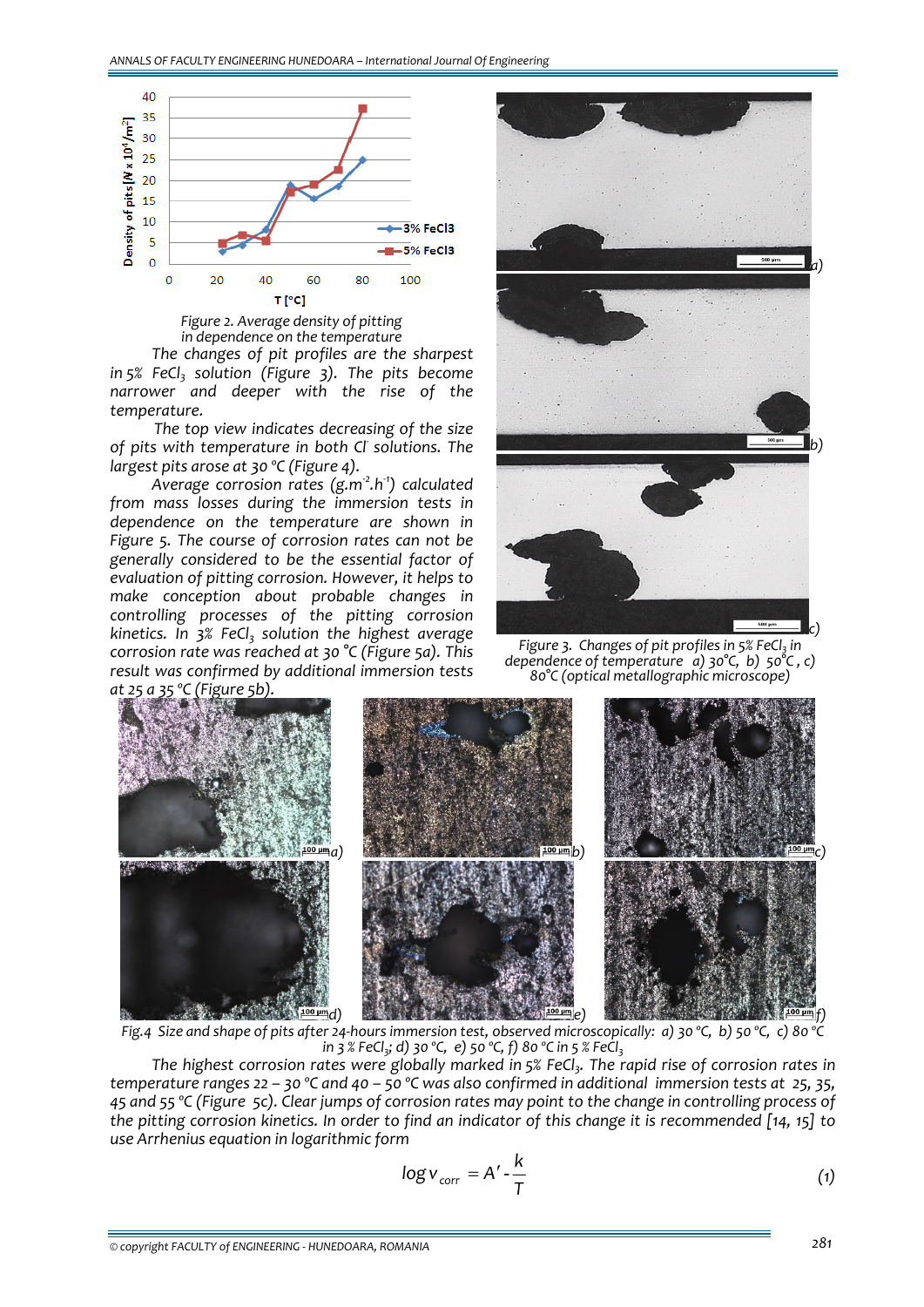Figure 2. Average density of pitting in dependence on the temperature

The changes of pit profiles are the sharpest in 5% $FeCl_3$ solution (Figure 3). The pits become narrower and deeper with the rise of the temperature.

The top view indicates decreasing of the size of pits with temperature in both $Cl^-$ solutions. The largest pits arose at 30 °C (Figure 4).

Average corrosion rates ($g.m^{-2}.h^{-1}$) calculated from mass losses during the immersion tests in dependence on the temperature are shown in Figure 5. The course of corrosion rates can not be generally considered to be the essential factor of evaluation of pitting corrosion. However, it helps to make conception about probable changes in controlling processes of the pitting corrosion kinetics. In 3% $FeCl_3$ solution the highest average corrosion rate was reached at 30 °C (Figure 5a). This result was confirmed by additional immersion tests at 25 a 35 °C (Figure 5b).

Figure 3. Changes of pit profiles in 5% $FeCl_3$ in dependence of temperature a) 30°C, b) 50°C, c) 80°C (optical metallographic microscope)

Fig.4 Size and shape of pits after 24-hours immersion test, observed microscopically: a) 30 °C, b) 50 °C, c) 80 °C in 3 % $FeCl_3$; d) 30 °C, e) 50 °C, f) 80 °C in 5 % $FeCl_3$

The highest corrosion rates were globally marked in 5% $FeCl_3$. The rapid rise of corrosion rates in temperature ranges 22 – 30 °C and 40 – 50 °C was also confirmed in additional immersion tests at 25, 35, 45 and 55 °C (Figure 5c). Clear jumps of corrosion rates may point to the change in controlling process of the pitting corrosion kinetics. In order to find an indicator of this change it is recommended [14, 15] to use Arrhenius equation in logarithmic form

$$\log v_{corr} = A' - \frac{k}{T} \qquad (1)$$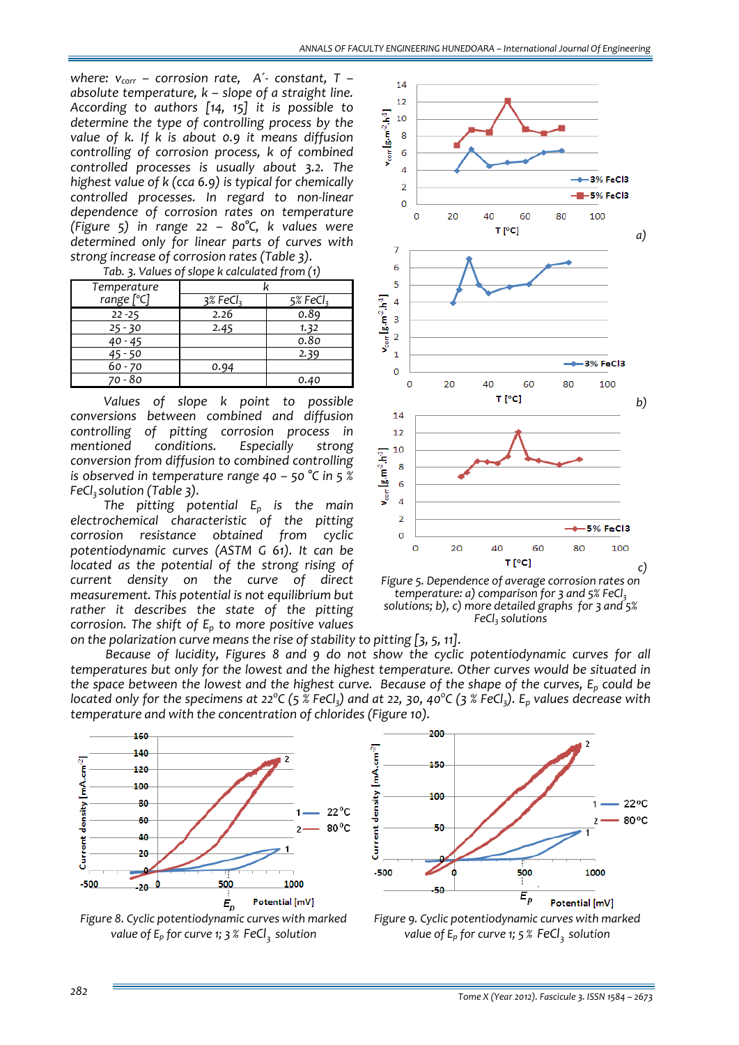where: $v_{corr}$ – corrosion rate, $A'$ - constant, $T$ – absolute temperature, $k$ – slope of a straight line. According to authors [14, 15] it is possible to determine the type of controlling process by the value of $k$. If $k$ is about 0.9 it means diffusion controlling of corrosion process, $k$ of combined controlled processes is usually about 3.2. The highest value of $k$ (cca 6.9) is typical for chemically controlled processes. In regard to non-linear dependence of corrosion rates on temperature (Figure 5) in range 22 – 80°C, $k$ values were determined only for linear parts of curves with strong increase of corrosion rates (Table 3).

Tab. 3. Values of slope k calculated from (1)

| Temperature range [°C] | k | |
|---|---|---|
| | 3% $FeCl_3$ | 5% $FeCl_3$ |
| 22 -25 | 2.26 | 0.89 |
| 25 - 30 | 2.45 | 1.32 |
| 40 - 45 | | 0.80 |
| 45 - 50 | | 2.39 |
| 60 - 70 | 0.94 | |
| 70 - 80 | | 0.40 |

Values of slope $k$ point to possible conversions between combined and diffusion controlling of pitting corrosion process in mentioned conditions. Especially strong conversion from diffusion to combined controlling is observed in temperature range 40 – 50 °C in 5 % $FeCl_3$ solution (Table 3).

The pitting potential $E_p$ is the main electrochemical characteristic of the pitting corrosion resistance obtained from cyclic potentiodynamic curves (ASTM G 61). It can be located as the potential of the strong rising of current density on the curve of direct measurement. This potential is not equilibrium but rather it describes the state of the pitting corrosion. The shift of $E_p$ to more positive values on the polarization curve means the rise of stability to pitting [3, 5, 11].

Figure 5. Dependence of average corrosion rates on temperature: a) comparison for 3 and 5% $FeCl_3$ solutions; b), c) more detailed graphs for 3 and 5% $FeCl_3$ solutions

Because of lucidity, Figures 8 and 9 do not show the cyclic potentiodynamic curves for all temperatures but only for the lowest and the highest temperature. Other curves would be situated in the space between the lowest and the highest curve. Because of the shape of the curves, $E_p$ could be located only for the specimens at 22°C (5 % $FeCl_3$) and at 22, 30, 40°C (3 % $FeCl_3$). $E_p$ values decrease with temperature and with the concentration of chlorides (Figure 10).

Figure 8. Cyclic potentiodynamic curves with marked value of $E_p$ for curve 1; 3 % $FeCl_3$ solution

Figure 9. Cyclic potentiodynamic curves with marked value of $E_p$ for curve 1; 5 % $FeCl_3$ solution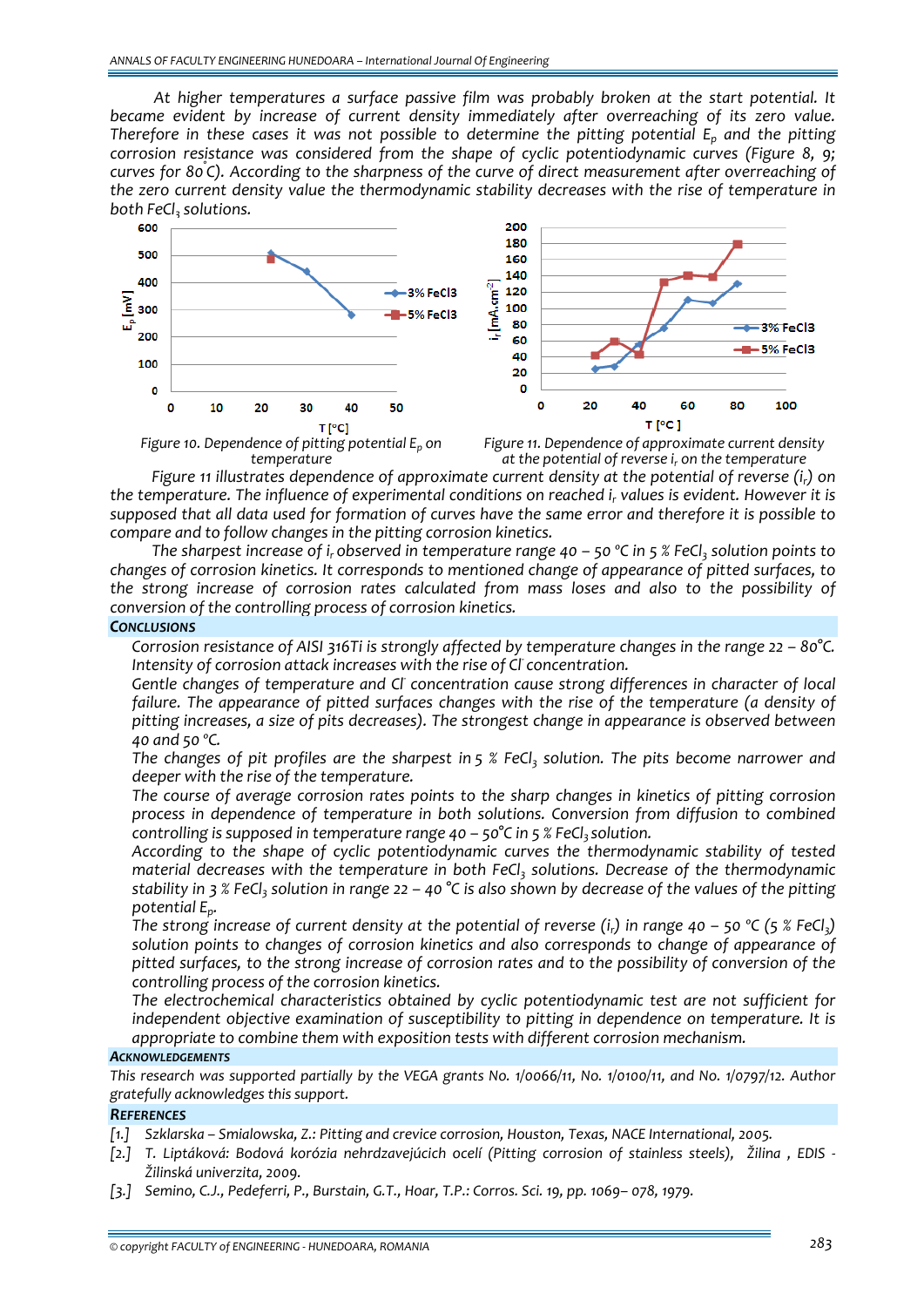*At higher temperatures a surface passive film was probably broken at the start potential. It became evident by increase of current density immediately after overreaching of its zero value. Therefore in these cases it was not possible to determine the pitting potential $E_p$ and the pitting corrosion resistance was considered from the shape of cyclic potentiodynamic curves (Figure 8, 9; curves for 80°C). According to the sharpness of the curve of direct measurement after overreaching of the zero current density value the thermodynamic stability decreases with the rise of temperature in both $FeCl_3$ solutions.*

*Figure 10. Dependence of pitting potential $E_p$ on temperature*

*Figure 11. Dependence of approximate current density at the potential of reverse $i_r$ on the temperature*

*Figure 11 illustrates dependence of approximate current density at the potential of reverse ($i_r$) on the temperature. The influence of experimental conditions on reached $i_r$ values is evident. However it is supposed that all data used for formation of curves have the same error and therefore it is possible to compare and to follow changes in the pitting corrosion kinetics.*

*The sharpest increase of $i_r$ observed in temperature range 40 – 50 °C in 5 % $FeCl_3$ solution points to changes of corrosion kinetics. It corresponds to mentioned change of appearance of pitted surfaces, to the strong increase of corrosion rates calculated from mass loses and also to the possibility of conversion of the controlling process of corrosion kinetics.*

## CONCLUSIONS

*Corrosion resistance of AISI 316Ti is strongly affected by temperature changes in the range 22 – 80°C. Intensity of corrosion attack increases with the rise of $Cl^-$ concentration.*

*Gentle changes of temperature and $Cl^-$ concentration cause strong differences in character of local failure. The appearance of pitted surfaces changes with the rise of the temperature (a density of pitting increases, a size of pits decreases). The strongest change in appearance is observed between 40 and 50 °C.*

*The changes of pit profiles are the sharpest in 5 % $FeCl_3$ solution. The pits become narrower and deeper with the rise of the temperature.*

*The course of average corrosion rates points to the sharp changes in kinetics of pitting corrosion process in dependence of temperature in both solutions. Conversion from diffusion to combined controlling is supposed in temperature range 40 – 50°C in 5 % $FeCl_3$ solution.*

*According to the shape of cyclic potentiodynamic curves the thermodynamic stability of tested material decreases with the temperature in both $FeCl_3$ solutions. Decrease of the thermodynamic stability in 3 % $FeCl_3$ solution in range 22 – 40 °C is also shown by decrease of the values of the pitting potential $E_p$.*

*The strong increase of current density at the potential of reverse ($i_r$) in range 40 – 50 °C (5 % $FeCl_3$) solution points to changes of corrosion kinetics and also corresponds to change of appearance of pitted surfaces, to the strong increase of corrosion rates and to the possibility of conversion of the controlling process of the corrosion kinetics.*

*The electrochemical characteristics obtained by cyclic potentiodynamic test are not sufficient for independent objective examination of susceptibility to pitting in dependence on temperature. It is appropriate to combine them with exposition tests with different corrosion mechanism.*

## ACKNOWLEDGEMENTS

*This research was supported partially by the VEGA grants No. 1/0066/11, No. 1/0100/11, and No. 1/0797/12. Author gratefully acknowledges this support.*

## REFERENCES

[1.] Szklarska – Smialowska, Z.: Pitting and crevice corrosion, Houston, Texas, NACE International, 2005.

[2.] T. Liptáková: Bodová korózia nehrdzavejúcich ocelí (Pitting corrosion of stainless steels), Žilina , EDIS - Žilinská univerzita, 2009.

[3.] Semino, C.J., Pedeferri, P., Burstain, G.T., Hoar, T.P.: Corros. Sci. 19, pp. 1069– 078, 1979.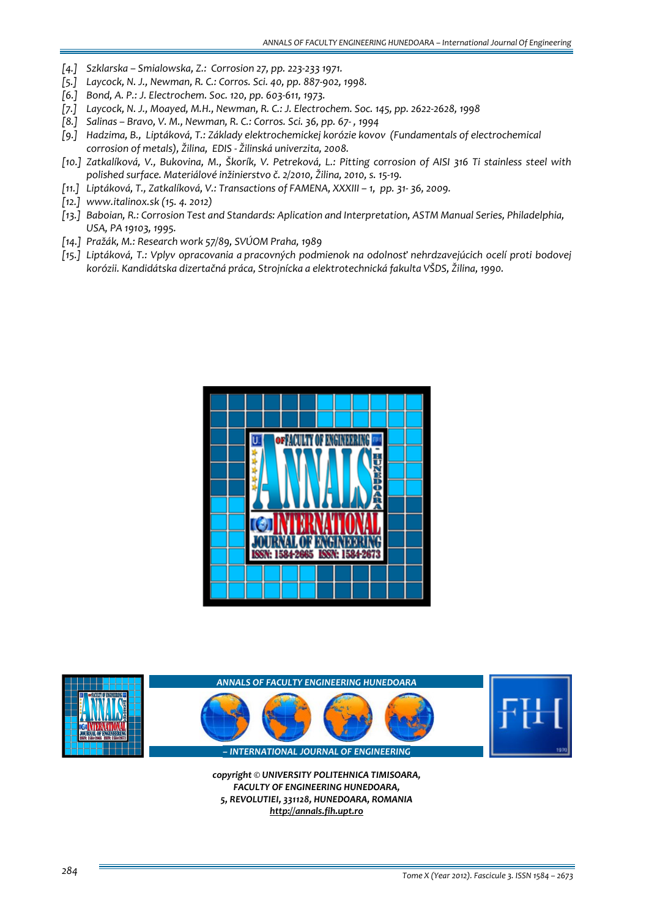[4.] Szklarska – Smialowska, Z.: Corrosion 27, pp. 223-233 1971.

[5.] Laycock, N. J., Newman, R. C.: Corros. Sci. 40, pp. 887-902, 1998.

[6.] Bond, A. P.: J. Electrochem. Soc. 120, pp. 603-611, 1973.

[7.] Laycock, N. J., Moayed, M.H., Newman, R. C.: J. Electrochem. Soc. 145, pp. 2622-2628, 1998

[8.] Salinas – Bravo, V. M., Newman, R. C.: Corros. Sci. 36, pp. 67- , 1994

[9.] Hadzima, B., Liptáková, T.: Základy elektrochemickej korózie kovov (Fundamentals of electrochemical corrosion of metals), Žilina, EDIS - Žilinská univerzita, 2008.

[10.] Zatkalíková, V., Bukovina, M., Škorík, V. Petreková, L.: Pitting corrosion of AISI 316 Ti stainless steel with polished surface. Materiálové inžinierstvo č. 2/2010, Žilina, 2010, s. 15-19.

[11.] Liptáková, T., Zatkalíková, V.: Transactions of FAMENA, XXXIII – 1, pp. 31- 36, 2009.

[12.] www.italinox.sk (15. 4. 2012)

[13.] Baboian, R.: Corrosion Test and Standards: Aplication and Interpretation, ASTM Manual Series, Philadelphia, USA, PA 19103, 1995.

[14.] Pražák, M.: Research work 57/89, SVÚOM Praha, 1989

[15.] Liptáková, T.: Vplyv opracovania a pracovných podmienok na odolnosť nehrdzavejúcich ocelí proti bodovej korózii. Kandidátska dizertačná práca, Strojnícka a elektrotechnická fakulta VŠDS, Žilina, 1990.

ANNALS OF FACULTY ENGINEERING HUNEDOARA

– INTERNATIONAL JOURNAL OF ENGINEERING

**copyright © UNIVERSITY POLITEHNICA TIMISOARA,**
**FACULTY OF ENGINEERING HUNEDOARA,**
**5, REVOLUTIEI, 331128, HUNEDOARA, ROMANIA**
**http://annals.fih.upt.ro**